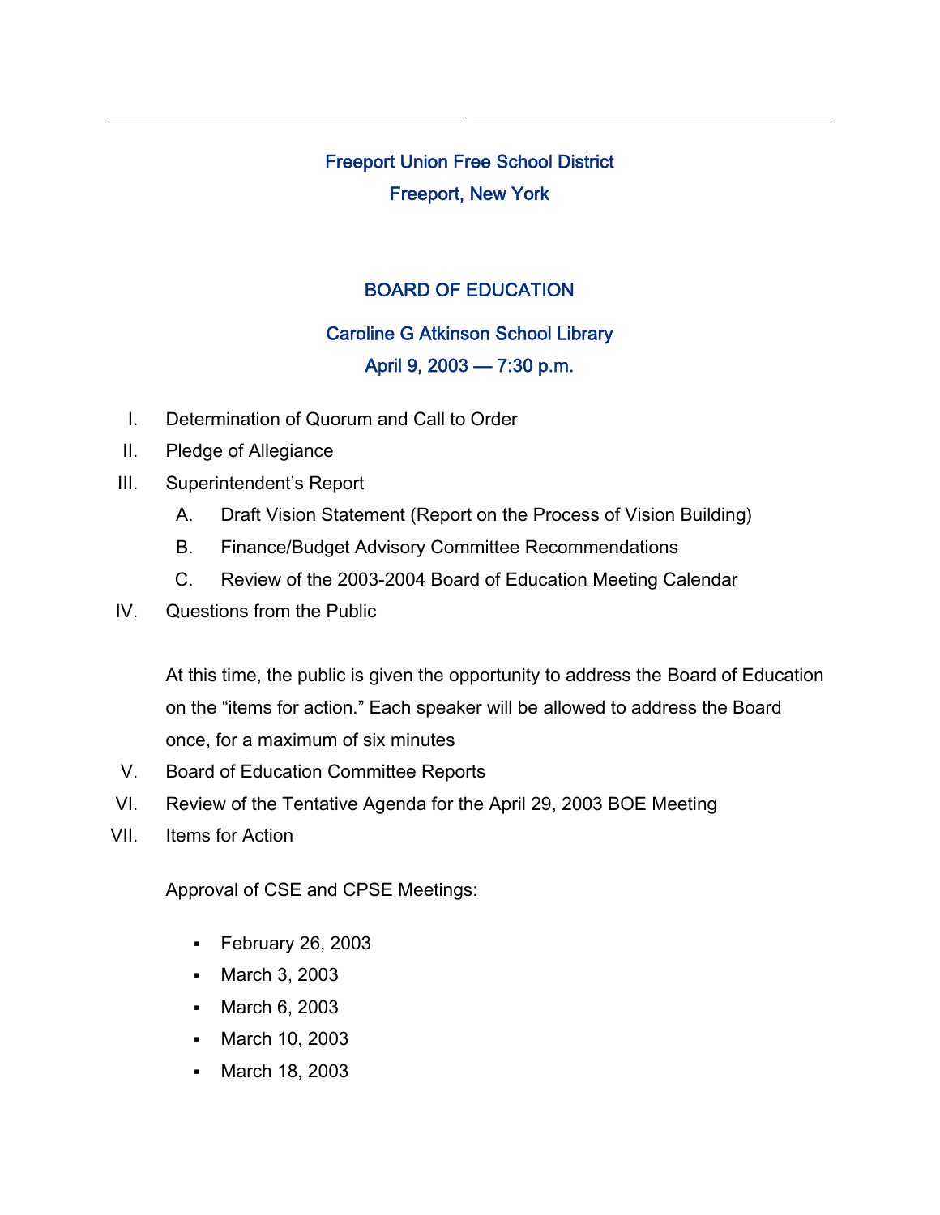## Freeport Union Free School District

## Freeport, New York

## BOARD OF EDUCATION

### Caroline G Atkinson School Library

### April 9, 2003 — 7:30 p.m.

I. Determination of Quorum and Call to Order

II. Pledge of Allegiance

III. Superintendent's Report

   A. Draft Vision Statement (Report on the Process of Vision Building)

   B. Finance/Budget Advisory Committee Recommendations

   C. Review of the 2003-2004 Board of Education Meeting Calendar

IV. Questions from the Public

   At this time, the public is given the opportunity to address the Board of Education on the "items for action." Each speaker will be allowed to address the Board once, for a maximum of six minutes

V. Board of Education Committee Reports

VI. Review of the Tentative Agenda for the April 29, 2003 BOE Meeting

VII. Items for Action

   Approval of CSE and CPSE Meetings:

   - February 26, 2003
   - March 3, 2003
   - March 6, 2003
   - March 10, 2003
   - March 18, 2003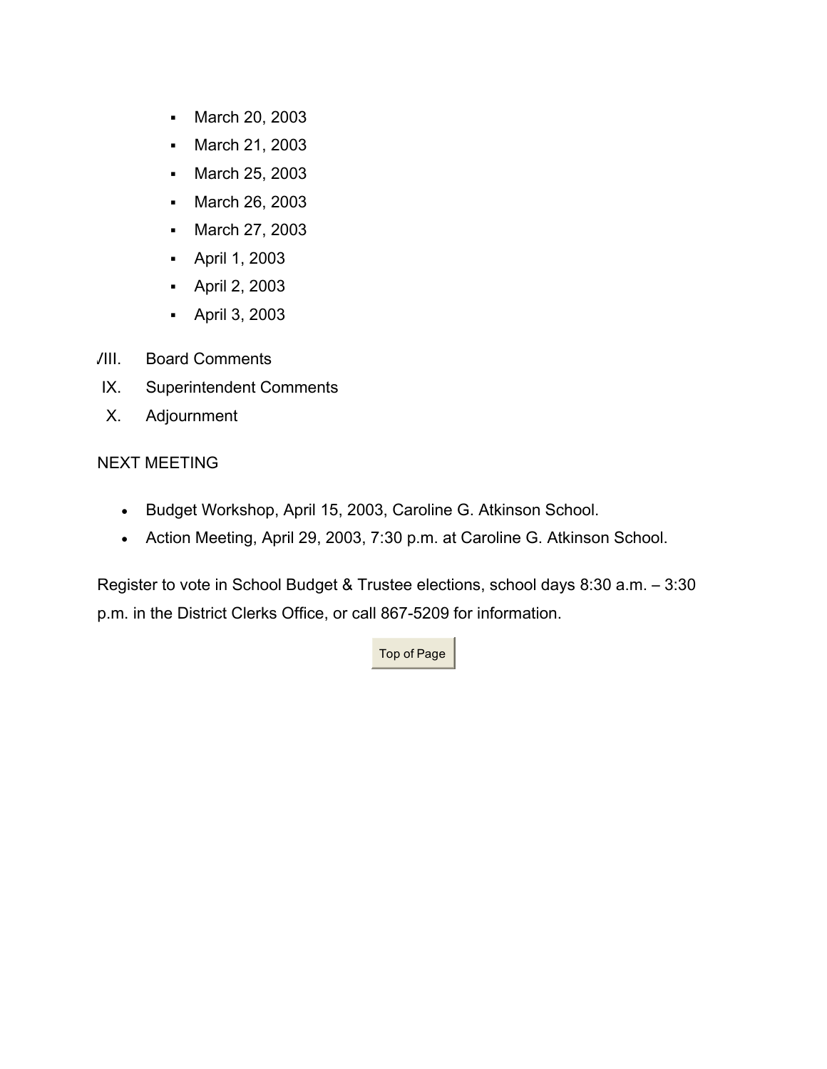- March 20, 2003
- March 21, 2003
- March 25, 2003
- March 26, 2003
- March 27, 2003
- April 1, 2003
- April 2, 2003
- April 3, 2003

VIII. Board Comments

IX. Superintendent Comments

X. Adjournment

NEXT MEETING

- Budget Workshop, April 15, 2003, Caroline G. Atkinson School.
- Action Meeting, April 29, 2003, 7:30 p.m. at Caroline G. Atkinson School.

Register to vote in School Budget & Trustee elections, school days 8:30 a.m. – 3:30 p.m. in the District Clerks Office, or call 867-5209 for information.

Top of Page